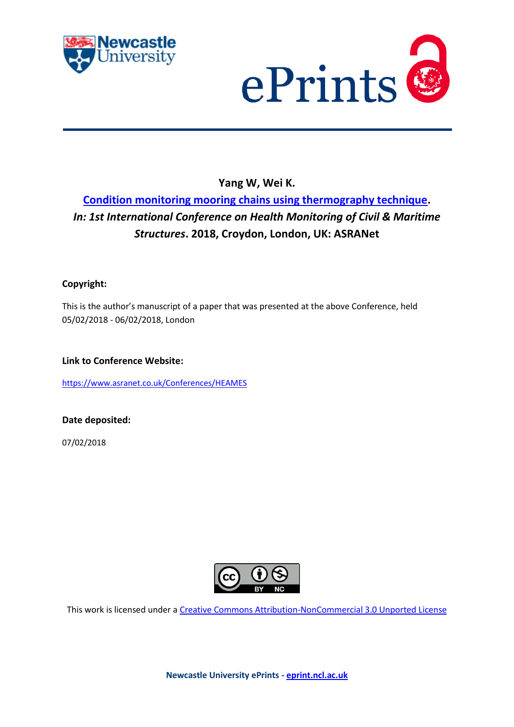**Yang W, Wei K.**

**[Condition monitoring mooring chains using thermography technique](#).** ***In: 1st International Conference on Health Monitoring of Civil & Maritime Structures*. 2018, Croydon, London, UK: ASRANet**

**Copyright:**

This is the author's manuscript of a paper that was presented at the above Conference, held 05/02/2018 - 06/02/2018, London

**Link to Conference Website:**

https://www.asranet.co.uk/Conferences/HEAMES

**Date deposited:**

07/02/2018

This work is licensed under a Creative Commons Attribution-NonCommercial 3.0 Unported License

**Newcastle University ePrints - eprint.ncl.ac.uk**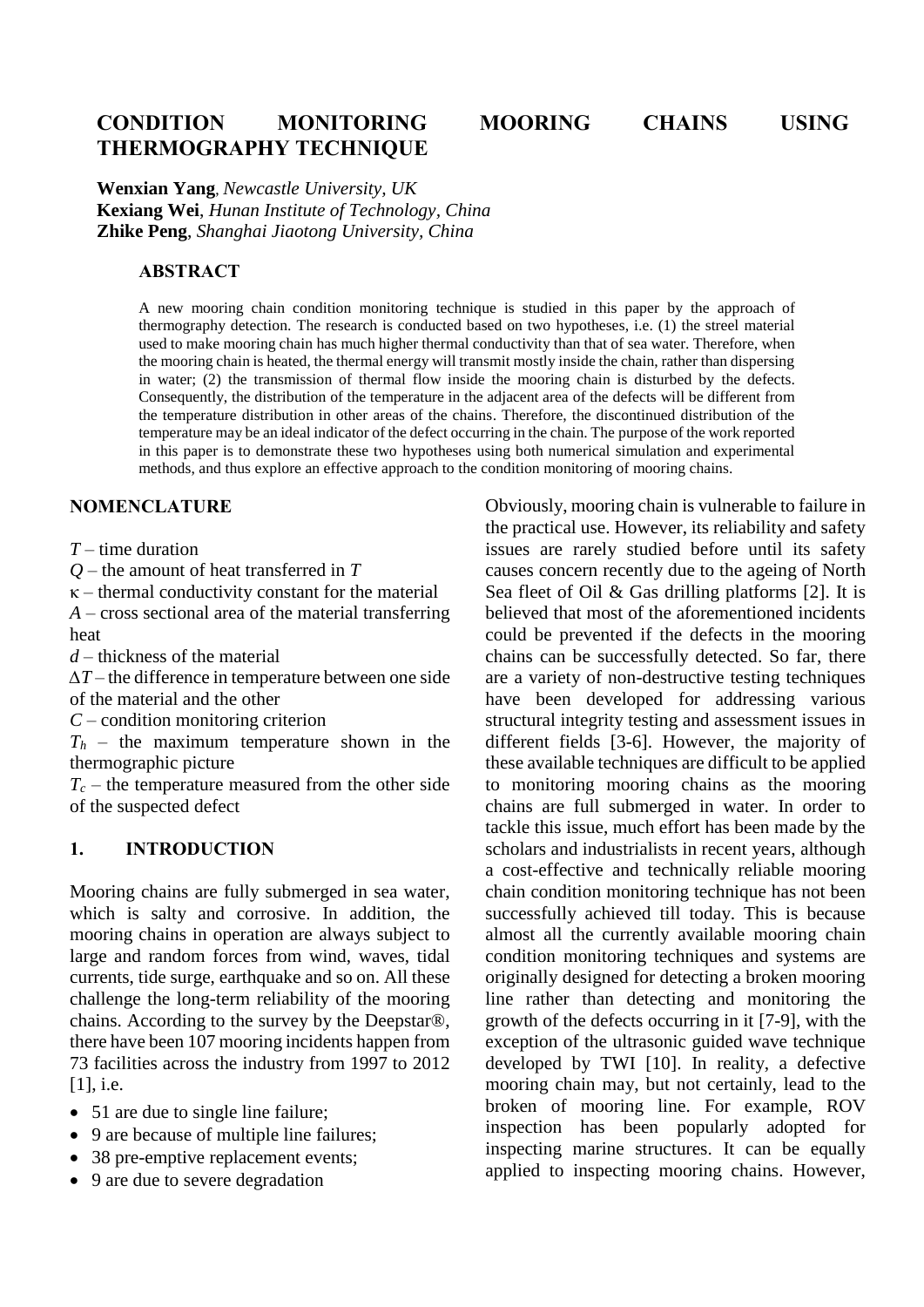# CONDITION MONITORING MOORING CHAINS USING THERMOGRAPHY TECHNIQUE

**Wenxian Yang**, *Newcastle University, UK*
**Kexiang Wei**, *Hunan Institute of Technology, China*
**Zhike Peng**, *Shanghai Jiaotong University, China*

### ABSTRACT

A new mooring chain condition monitoring technique is studied in this paper by the approach of thermography detection. The research is conducted based on two hypotheses, i.e. (1) the streel material used to make mooring chain has much higher thermal conductivity than that of sea water. Therefore, when the mooring chain is heated, the thermal energy will transmit mostly inside the chain, rather than dispersing in water; (2) the transmission of thermal flow inside the mooring chain is disturbed by the defects. Consequently, the distribution of the temperature in the adjacent area of the defects will be different from the temperature distribution in other areas of the chains. Therefore, the discontinued distribution of the temperature may be an ideal indicator of the defect occurring in the chain. The purpose of the work reported in this paper is to demonstrate these two hypotheses using both numerical simulation and experimental methods, and thus explore an effective approach to the condition monitoring of mooring chains.

## NOMENCLATURE

$T$ – time duration
$Q$ – the amount of heat transferred in $T$
$\kappa$ – thermal conductivity constant for the material
$A$ – cross sectional area of the material transferring heat
$d$ – thickness of the material
$\Delta T$ – the difference in temperature between one side of the material and the other
$C$ – condition monitoring criterion
$T_h$ – the maximum temperature shown in the thermographic picture
$T_c$ – the temperature measured from the other side of the suspected defect

## 1. INTRODUCTION

Mooring chains are fully submerged in sea water, which is salty and corrosive. In addition, the mooring chains in operation are always subject to large and random forces from wind, waves, tidal currents, tide surge, earthquake and so on. All these challenge the long-term reliability of the mooring chains. According to the survey by the Deepstar®, there have been 107 mooring incidents happen from 73 facilities across the industry from 1997 to 2012 [1], i.e.

- 51 are due to single line failure;
- 9 are because of multiple line failures;
- 38 pre-emptive replacement events;
- 9 are due to severe degradation

Obviously, mooring chain is vulnerable to failure in the practical use. However, its reliability and safety issues are rarely studied before until its safety causes concern recently due to the ageing of North Sea fleet of Oil & Gas drilling platforms [2]. It is believed that most of the aforementioned incidents could be prevented if the defects in the mooring chains can be successfully detected. So far, there are a variety of non-destructive testing techniques have been developed for addressing various structural integrity testing and assessment issues in different fields [3-6]. However, the majority of these available techniques are difficult to be applied to monitoring mooring chains as the mooring chains are full submerged in water. In order to tackle this issue, much effort has been made by the scholars and industrialists in recent years, although a cost-effective and technically reliable mooring chain condition monitoring technique has not been successfully achieved till today. This is because almost all the currently available mooring chain condition monitoring techniques and systems are originally designed for detecting a broken mooring line rather than detecting and monitoring the growth of the defects occurring in it [7-9], with the exception of the ultrasonic guided wave technique developed by TWI [10]. In reality, a defective mooring chain may, but not certainly, lead to the broken of mooring line. For example, ROV inspection has been popularly adopted for inspecting marine structures. It can be equally applied to inspecting mooring chains. However,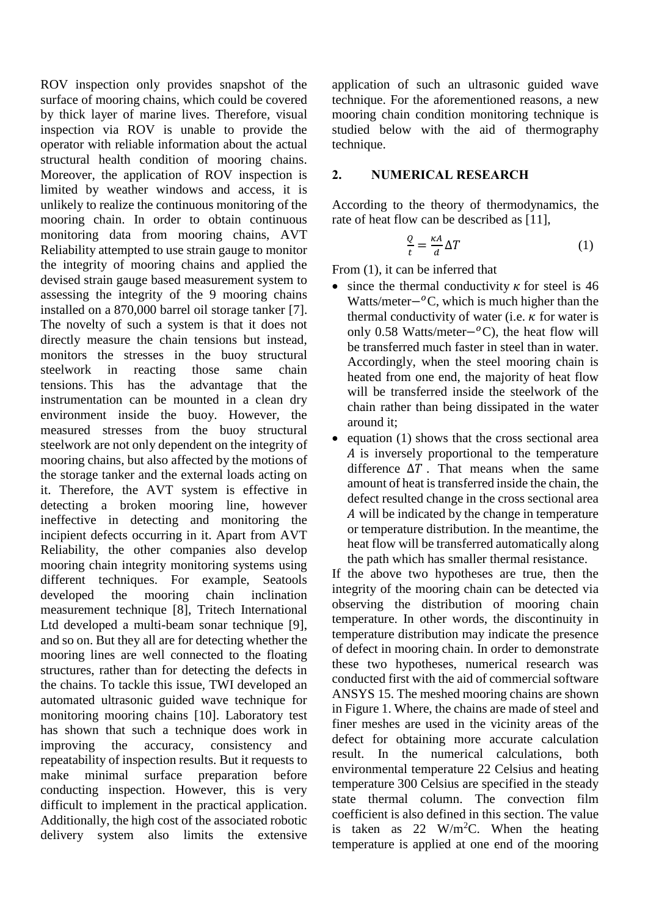ROV inspection only provides snapshot of the surface of mooring chains, which could be covered by thick layer of marine lives. Therefore, visual inspection via ROV is unable to provide the operator with reliable information about the actual structural health condition of mooring chains. Moreover, the application of ROV inspection is limited by weather windows and access, it is unlikely to realize the continuous monitoring of the mooring chain. In order to obtain continuous monitoring data from mooring chains, AVT Reliability attempted to use strain gauge to monitor the integrity of mooring chains and applied the devised strain gauge based measurement system to assessing the integrity of the 9 mooring chains installed on a 870,000 barrel oil storage tanker [7]. The novelty of such a system is that it does not directly measure the chain tensions but instead, monitors the stresses in the buoy structural steelwork in reacting those same chain tensions. This has the advantage that the instrumentation can be mounted in a clean dry environment inside the buoy. However, the measured stresses from the buoy structural steelwork are not only dependent on the integrity of mooring chains, but also affected by the motions of the storage tanker and the external loads acting on it. Therefore, the AVT system is effective in detecting a broken mooring line, however ineffective in detecting and monitoring the incipient defects occurring in it. Apart from AVT Reliability, the other companies also develop mooring chain integrity monitoring systems using different techniques. For example, Seatools developed the mooring chain inclination measurement technique [8], Tritech International Ltd developed a multi-beam sonar technique [9], and so on. But they all are for detecting whether the mooring lines are well connected to the floating structures, rather than for detecting the defects in the chains. To tackle this issue, TWI developed an automated ultrasonic guided wave technique for monitoring mooring chains [10]. Laboratory test has shown that such a technique does work in improving the accuracy, consistency and repeatability of inspection results. But it requests to make minimal surface preparation before conducting inspection. However, this is very difficult to implement in the practical application. Additionally, the high cost of the associated robotic delivery system also limits the extensive application of such an ultrasonic guided wave technique. For the aforementioned reasons, a new mooring chain condition monitoring technique is studied below with the aid of thermography technique.

## 2. NUMERICAL RESEARCH

According to the theory of thermodynamics, the rate of heat flow can be described as [11],

$$\frac{Q}{t} = \frac{\kappa A}{d} \Delta T \tag{1}$$

From (1), it can be inferred that

- since the thermal conductivity $\kappa$ for steel is 46 Watts/meter$-^{o}$C, which is much higher than the thermal conductivity of water (i.e. $\kappa$ for water is only 0.58 Watts/meter$-^{o}$C), the heat flow will be transferred much faster in steel than in water. Accordingly, when the steel mooring chain is heated from one end, the majority of heat flow will be transferred inside the steelwork of the chain rather than being dissipated in the water around it;
- equation (1) shows that the cross sectional area $A$ is inversely proportional to the temperature difference $\Delta T$. That means when the same amount of heat is transferred inside the chain, the defect resulted change in the cross sectional area $A$ will be indicated by the change in temperature or temperature distribution. In the meantime, the heat flow will be transferred automatically along the path which has smaller thermal resistance.

If the above two hypotheses are true, then the integrity of the mooring chain can be detected via observing the distribution of mooring chain temperature. In other words, the discontinuity in temperature distribution may indicate the presence of defect in mooring chain. In order to demonstrate these two hypotheses, numerical research was conducted first with the aid of commercial software ANSYS 15. The meshed mooring chains are shown in Figure 1. Where, the chains are made of steel and finer meshes are used in the vicinity areas of the defect for obtaining more accurate calculation result. In the numerical calculations, both environmental temperature 22 Celsius and heating temperature 300 Celsius are specified in the steady state thermal column. The convection film coefficient is also defined in this section. The value is taken as 22 W/m$^2$C. When the heating temperature is applied at one end of the mooring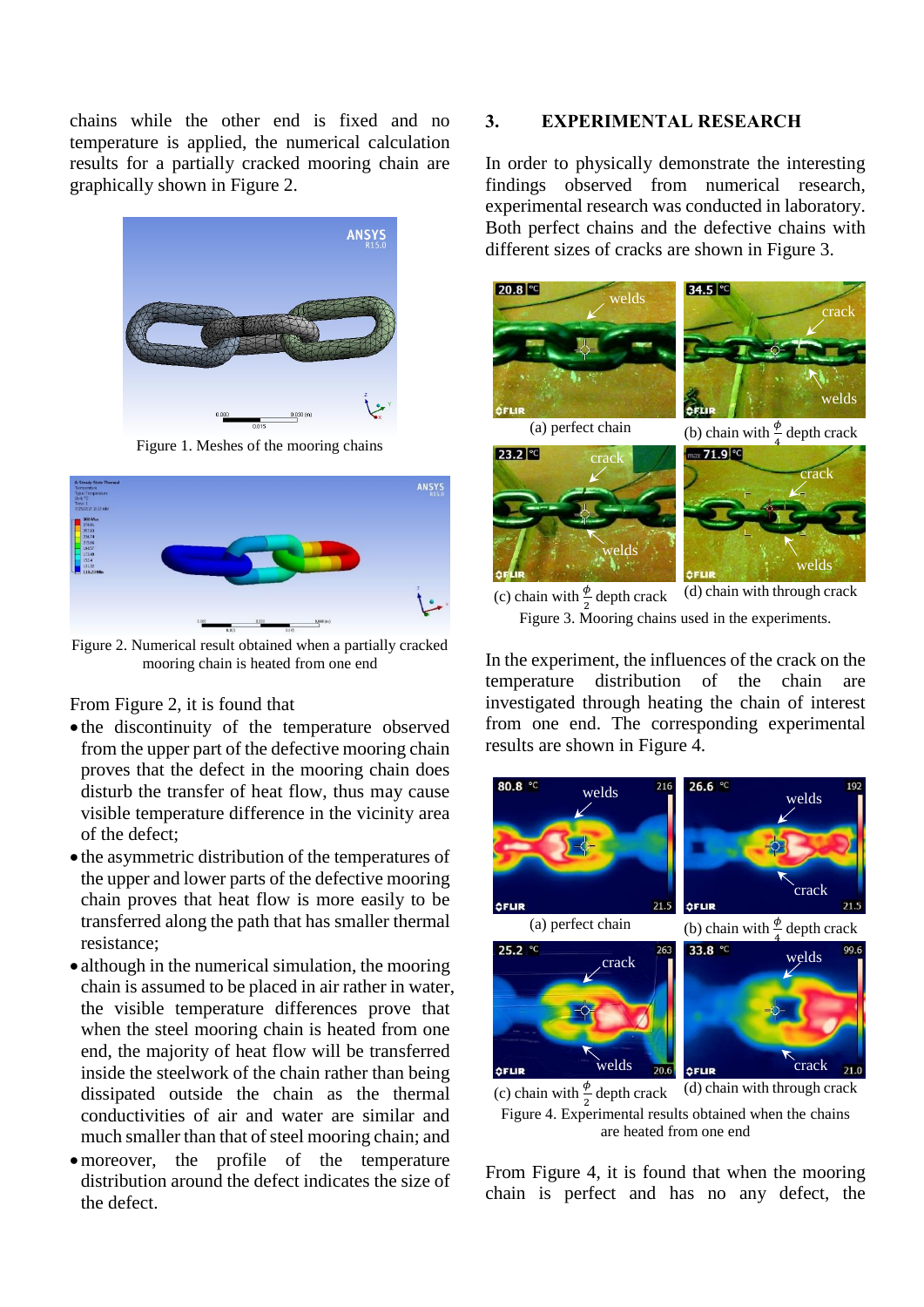chains while the other end is fixed and no temperature is applied, the numerical calculation results for a partially cracked mooring chain are graphically shown in Figure 2.

Figure 1. Meshes of the mooring chains

Figure 2. Numerical result obtained when a partially cracked mooring chain is heated from one end

From Figure 2, it is found that

- the discontinuity of the temperature observed from the upper part of the defective mooring chain proves that the defect in the mooring chain does disturb the transfer of heat flow, thus may cause visible temperature difference in the vicinity area of the defect;
- the asymmetric distribution of the temperatures of the upper and lower parts of the defective mooring chain proves that heat flow is more easily to be transferred along the path that has smaller thermal resistance;
- although in the numerical simulation, the mooring chain is assumed to be placed in air rather in water, the visible temperature differences prove that when the steel mooring chain is heated from one end, the majority of heat flow will be transferred inside the steelwork of the chain rather than being dissipated outside the chain as the thermal conductivities of air and water are similar and much smaller than that of steel mooring chain; and
- moreover, the profile of the temperature distribution around the defect indicates the size of the defect.

## 3. EXPERIMENTAL RESEARCH

In order to physically demonstrate the interesting findings observed from numerical research, experimental research was conducted in laboratory. Both perfect chains and the defective chains with different sizes of cracks are shown in Figure 3.

(a) perfect chain (b) chain with $\frac{\phi}{4}$ depth crack

(c) chain with $\frac{\phi}{2}$ depth crack (d) chain with through crack

Figure 3. Mooring chains used in the experiments.

In the experiment, the influences of the crack on the temperature distribution of the chain are investigated through heating the chain of interest from one end. The corresponding experimental results are shown in Figure 4.

(a) perfect chain (b) chain with $\frac{\phi}{4}$ depth crack

(c) chain with $\frac{\phi}{2}$ depth crack (d) chain with through crack

Figure 4. Experimental results obtained when the chains are heated from one end

From Figure 4, it is found that when the mooring chain is perfect and has no any defect, the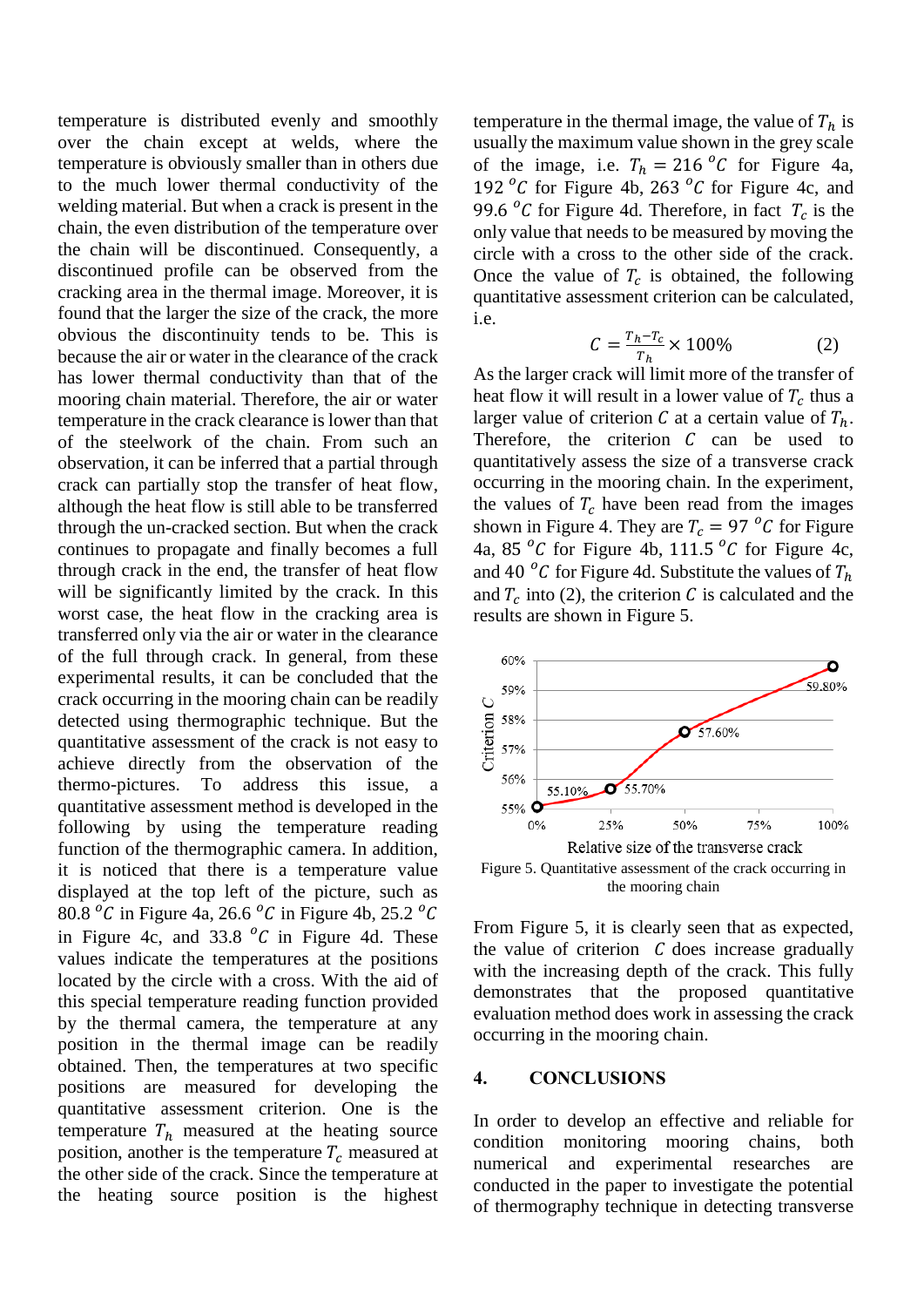temperature is distributed evenly and smoothly over the chain except at welds, where the temperature is obviously smaller than in others due to the much lower thermal conductivity of the welding material. But when a crack is present in the chain, the even distribution of the temperature over the chain will be discontinued. Consequently, a discontinued profile can be observed from the cracking area in the thermal image. Moreover, it is found that the larger the size of the crack, the more obvious the discontinuity tends to be. This is because the air or water in the clearance of the crack has lower thermal conductivity than that of the mooring chain material. Therefore, the air or water temperature in the crack clearance is lower than that of the steelwork of the chain. From such an observation, it can be inferred that a partial through crack can partially stop the transfer of heat flow, although the heat flow is still able to be transferred through the un-cracked section. But when the crack continues to propagate and finally becomes a full through crack in the end, the transfer of heat flow will be significantly limited by the crack. In this worst case, the heat flow in the cracking area is transferred only via the air or water in the clearance of the full through crack. In general, from these experimental results, it can be concluded that the crack occurring in the mooring chain can be readily detected using thermographic technique. But the quantitative assessment of the crack is not easy to achieve directly from the observation of the thermo-pictures. To address this issue, a quantitative assessment method is developed in the following by using the temperature reading function of the thermographic camera. In addition, it is noticed that there is a temperature value displayed at the top left of the picture, such as 80.8 $^oC$ in Figure 4a, 26.6 $^oC$ in Figure 4b, 25.2 $^oC$ in Figure 4c, and 33.8 $^oC$ in Figure 4d. These values indicate the temperatures at the positions located by the circle with a cross. With the aid of this special temperature reading function provided by the thermal camera, the temperature at any position in the thermal image can be readily obtained. Then, the temperatures at two specific positions are measured for developing the quantitative assessment criterion. One is the temperature $T_h$ measured at the heating source position, another is the temperature $T_c$ measured at the other side of the crack. Since the temperature at the heating source position is the highest temperature in the thermal image, the value of $T_h$ is usually the maximum value shown in the grey scale of the image, i.e. $T_h = 216\ ^oC$ for Figure 4a, 192 $^oC$ for Figure 4b, 263 $^oC$ for Figure 4c, and 99.6 $^oC$ for Figure 4d. Therefore, in fact $T_c$ is the only value that needs to be measured by moving the circle with a cross to the other side of the crack. Once the value of $T_c$ is obtained, the following quantitative assessment criterion can be calculated, i.e.

$$C = \frac{T_h - T_c}{T_h} \times 100\% \qquad (2)$$

As the larger crack will limit more of the transfer of heat flow it will result in a lower value of $T_c$ thus a larger value of criterion $C$ at a certain value of $T_h$. Therefore, the criterion $C$ can be used to quantitatively assess the size of a transverse crack occurring in the mooring chain. In the experiment, the values of $T_c$ have been read from the images shown in Figure 4. They are $T_c = 97\ ^oC$ for Figure 4a, 85 $^oC$ for Figure 4b, 111.5 $^oC$ for Figure 4c, and 40 $^oC$ for Figure 4d. Substitute the values of $T_h$ and $T_c$ into (2), the criterion $C$ is calculated and the results are shown in Figure 5.

| Relative size of the transverse crack | Criterion $C$ |
|---|---|
| 0% | 55.10% |
| 25% | 55.70% |
| 50% | 57.60% |
| 100% | 59.80% |

Figure 5. Quantitative assessment of the crack occurring in the mooring chain

From Figure 5, it is clearly seen that as expected, the value of criterion $C$ does increase gradually with the increasing depth of the crack. This fully demonstrates that the proposed quantitative evaluation method does work in assessing the crack occurring in the mooring chain.

## 4. CONCLUSIONS

In order to develop an effective and reliable for condition monitoring mooring chains, both numerical and experimental researches are conducted in the paper to investigate the potential of thermography technique in detecting transverse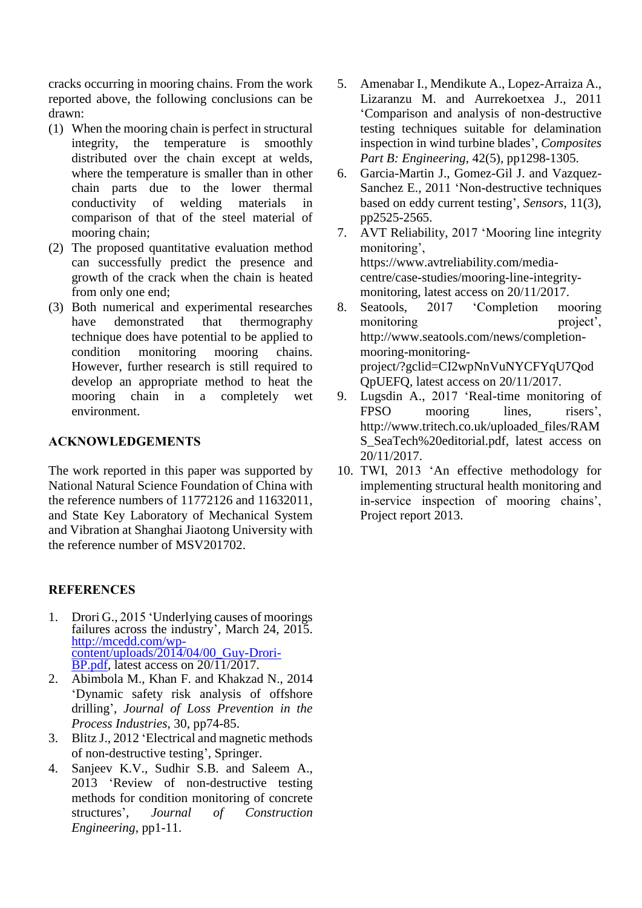cracks occurring in mooring chains. From the work reported above, the following conclusions can be drawn:

(1) When the mooring chain is perfect in structural integrity, the temperature is smoothly distributed over the chain except at welds, where the temperature is smaller than in other chain parts due to the lower thermal conductivity of welding materials in comparison of that of the steel material of mooring chain;
(2) The proposed quantitative evaluation method can successfully predict the presence and growth of the crack when the chain is heated from only one end;
(3) Both numerical and experimental researches have demonstrated that thermography technique does have potential to be applied to condition monitoring mooring chains. However, further research is still required to develop an appropriate method to heat the mooring chain in a completely wet environment.

## ACKNOWLEDGEMENTS

The work reported in this paper was supported by National Natural Science Foundation of China with the reference numbers of 11772126 and 11632011, and State Key Laboratory of Mechanical System and Vibration at Shanghai Jiaotong University with the reference number of MSV201702.

## REFERENCES

1. Drori G., 2015 'Underlying causes of moorings failures across the industry', March 24, 2015. http://mcedd.com/wp-content/uploads/2014/04/00_Guy-Drori-BP.pdf, latest access on 20/11/2017.
2. Abimbola M., Khan F. and Khakzad N., 2014 'Dynamic safety risk analysis of offshore drilling', *Journal of Loss Prevention in the Process Industries*, 30, pp74-85.
3. Blitz J., 2012 'Electrical and magnetic methods of non-destructive testing', Springer.
4. Sanjeev K.V., Sudhir S.B. and Saleem A., 2013 'Review of non-destructive testing methods for condition monitoring of concrete structures', *Journal of Construction Engineering*, pp1-11.
5. Amenabar I., Mendikute A., Lopez-Arraiza A., Lizaranzu M. and Aurrekoetxea J., 2011 'Comparison and analysis of non-destructive testing techniques suitable for delamination inspection in wind turbine blades', *Composites Part B: Engineering*, 42(5), pp1298-1305.
6. Garcia-Martin J., Gomez-Gil J. and Vazquez-Sanchez E., 2011 'Non-destructive techniques based on eddy current testing', *Sensors*, 11(3), pp2525-2565.
7. AVT Reliability, 2017 'Mooring line integrity monitoring', https://www.avtreliability.com/media-centre/case-studies/mooring-line-integrity-monitoring, latest access on 20/11/2017.
8. Seatools, 2017 'Completion mooring monitoring project', http://www.seatools.com/news/completion-mooring-monitoring-project/?gclid=CI2wpNnVuNYCFYqU7QodQpUEFQ, latest access on 20/11/2017.
9. Lugsdin A., 2017 'Real-time monitoring of FPSO mooring lines, risers', http://www.tritech.co.uk/uploaded_files/RAMS_SeaTech%20editorial.pdf, latest access on 20/11/2017.
10. TWI, 2013 'An effective methodology for implementing structural health monitoring and in-service inspection of mooring chains', Project report 2013.